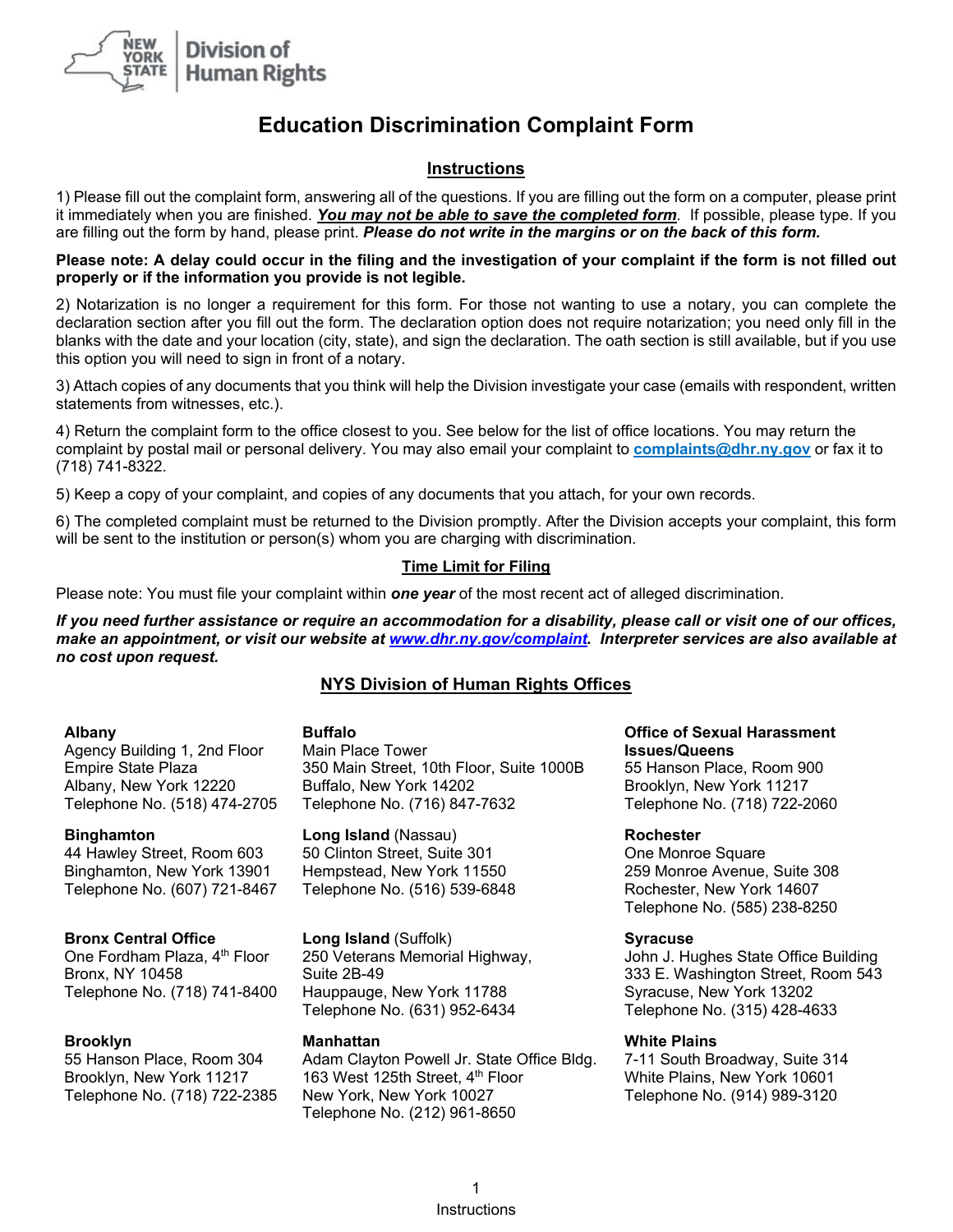New York State Division of Human Rights

# Education Discrimination Complaint Form

## Instructions

1) Please fill out the complaint form, answering all of the questions. If you are filling out the form on a computer, please print it immediately when you are finished. ***You may not be able to save the completed form***. If possible, please type. If you are filling out the form by hand, please print. ***Please do not write in the margins or on the back of this form.***

**Please note: A delay could occur in the filing and the investigation of your complaint if the form is not filled out properly or if the information you provide is not legible.**

2) Notarization is no longer a requirement for this form. For those not wanting to use a notary, you can complete the declaration section after you fill out the form. The declaration option does not require notarization; you need only fill in the blanks with the date and your location (city, state), and sign the declaration. The oath section is still available, but if you use this option you will need to sign in front of a notary.

3) Attach copies of any documents that you think will help the Division investigate your case (emails with respondent, written statements from witnesses, etc.).

4) Return the complaint form to the office closest to you. See below for the list of office locations. You may return the complaint by postal mail or personal delivery. You may also email your complaint to **complaints@dhr.ny.gov** or fax it to (718) 741-8322.

5) Keep a copy of your complaint, and copies of any documents that you attach, for your own records.

6) The completed complaint must be returned to the Division promptly. After the Division accepts your complaint, this form will be sent to the institution or person(s) whom you are charging with discrimination.

## Time Limit for Filing

Please note: You must file your complaint within ***one year*** of the most recent act of alleged discrimination.

***If you need further assistance or require an accommodation for a disability, please call or visit one of our offices, make an appointment, or visit our website at www.dhr.ny.gov/complaint. Interpreter services are also available at no cost upon request.***

## NYS Division of Human Rights Offices

**Albany**
Agency Building 1, 2nd Floor
Empire State Plaza
Albany, New York 12220
Telephone No. (518) 474-2705

**Binghamton**
44 Hawley Street, Room 603
Binghamton, New York 13901
Telephone No. (607) 721-8467

**Bronx Central Office**
One Fordham Plaza, 4th Floor
Bronx, NY 10458
Telephone No. (718) 741-8400

**Brooklyn**
55 Hanson Place, Room 304
Brooklyn, New York 11217
Telephone No. (718) 722-2385

**Buffalo**
Main Place Tower
350 Main Street, 10th Floor, Suite 1000B
Buffalo, New York 14202
Telephone No. (716) 847-7632

**Long Island** (Nassau)
50 Clinton Street, Suite 301
Hempstead, New York 11550
Telephone No. (516) 539-6848

**Long Island** (Suffolk)
250 Veterans Memorial Highway,
Suite 2B-49
Hauppauge, New York 11788
Telephone No. (631) 952-6434

**Manhattan**
Adam Clayton Powell Jr. State Office Bldg.
163 West 125th Street, 4th Floor
New York, New York 10027
Telephone No. (212) 961-8650

**Office of Sexual Harassment Issues/Queens**
55 Hanson Place, Room 900
Brooklyn, New York 11217
Telephone No. (718) 722-2060

**Rochester**
One Monroe Square
259 Monroe Avenue, Suite 308
Rochester, New York 14607
Telephone No. (585) 238-8250

**Syracuse**
John J. Hughes State Office Building
333 E. Washington Street, Room 543
Syracuse, New York 13202
Telephone No. (315) 428-4633

**White Plains**
7-11 South Broadway, Suite 314
White Plains, New York 10601
Telephone No. (914) 989-3120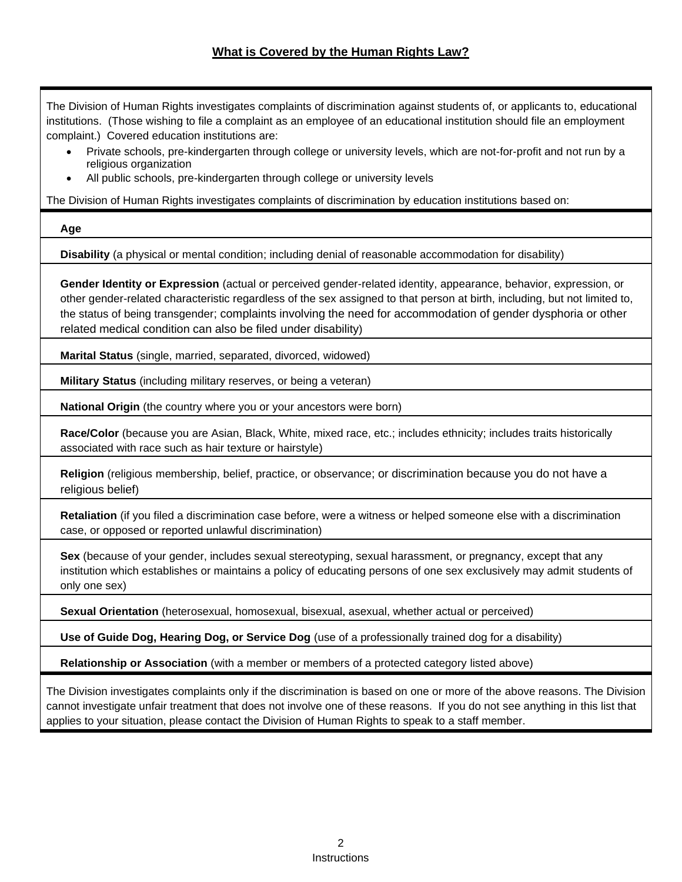## What is Covered by the Human Rights Law?

The Division of Human Rights investigates complaints of discrimination against students of, or applicants to, educational institutions. (Those wishing to file a complaint as an employee of an educational institution should file an employment complaint.) Covered education institutions are:

- Private schools, pre-kindergarten through college or university levels, which are not-for-profit and not run by a religious organization
- All public schools, pre-kindergarten through college or university levels

The Division of Human Rights investigates complaints of discrimination by education institutions based on:

**Age**

**Disability** (a physical or mental condition; including denial of reasonable accommodation for disability)

**Gender Identity or Expression** (actual or perceived gender-related identity, appearance, behavior, expression, or other gender-related characteristic regardless of the sex assigned to that person at birth, including, but not limited to, the status of being transgender; complaints involving the need for accommodation of gender dysphoria or other related medical condition can also be filed under disability)

**Marital Status** (single, married, separated, divorced, widowed)

**Military Status** (including military reserves, or being a veteran)

**National Origin** (the country where you or your ancestors were born)

**Race/Color** (because you are Asian, Black, White, mixed race, etc.; includes ethnicity; includes traits historically associated with race such as hair texture or hairstyle)

**Religion** (religious membership, belief, practice, or observance; or discrimination because you do not have a religious belief)

**Retaliation** (if you filed a discrimination case before, were a witness or helped someone else with a discrimination case, or opposed or reported unlawful discrimination)

**Sex** (because of your gender, includes sexual stereotyping, sexual harassment, or pregnancy, except that any institution which establishes or maintains a policy of educating persons of one sex exclusively may admit students of only one sex)

**Sexual Orientation** (heterosexual, homosexual, bisexual, asexual, whether actual or perceived)

**Use of Guide Dog, Hearing Dog, or Service Dog** (use of a professionally trained dog for a disability)

**Relationship or Association** (with a member or members of a protected category listed above)

The Division investigates complaints only if the discrimination is based on one or more of the above reasons. The Division cannot investigate unfair treatment that does not involve one of these reasons. If you do not see anything in this list that applies to your situation, please contact the Division of Human Rights to speak to a staff member.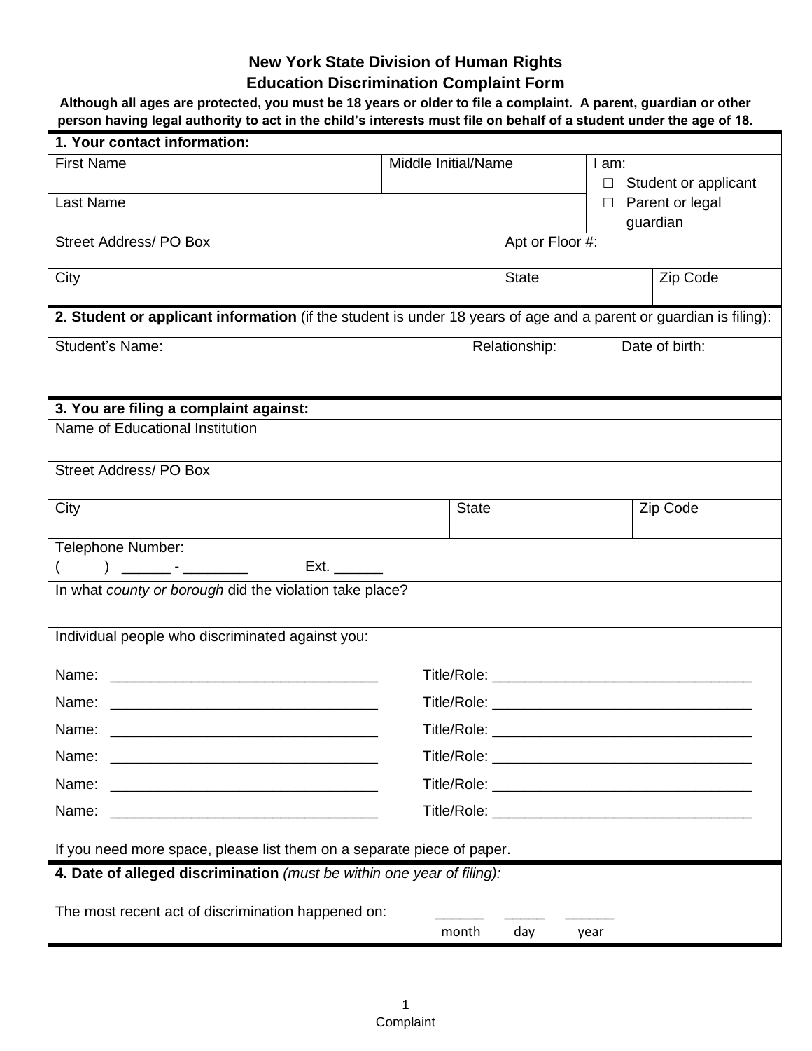# New York State Division of Human Rights
## Education Discrimination Complaint Form

**Although all ages are protected, you must be 18 years or older to file a complaint. A parent, guardian or other person having legal authority to act in the child's interests must file on behalf of a student under the age of 18.**

**1. Your contact information:**

| First Name | Middle Initial/Name | I am: ☐ Student or applicant ☐ Parent or legal guardian |
|---|---|---|
| Last Name | | |
| Street Address/ PO Box | Apt or Floor #: | |
| City | State | Zip Code |

**2. Student or applicant information** (if the student is under 18 years of age and a parent or guardian is filing):

| Student's Name: | Relationship: | Date of birth: |
|---|---|---|
| | | |

**3. You are filing a complaint against:**

| Name of Educational Institution | | |
|---|---|---|
| Street Address/ PO Box | | |
| City | State | Zip Code |

Telephone Number:
(      ) ______ - ________    Ext. ______

In what *county or borough* did the violation take place?

Individual people who discriminated against you:

Name: ________________________________ Title/Role: ________________________________

Name: ________________________________ Title/Role: ________________________________

Name: ________________________________ Title/Role: ________________________________

Name: ________________________________ Title/Role: ________________________________

Name: ________________________________ Title/Role: ________________________________

Name: ________________________________ Title/Role: ________________________________

If you need more space, please list them on a separate piece of paper.

**4. Date of alleged discrimination** *(must be within one year of filing):*

The most recent act of discrimination happened on: ______ month ______ day ______ year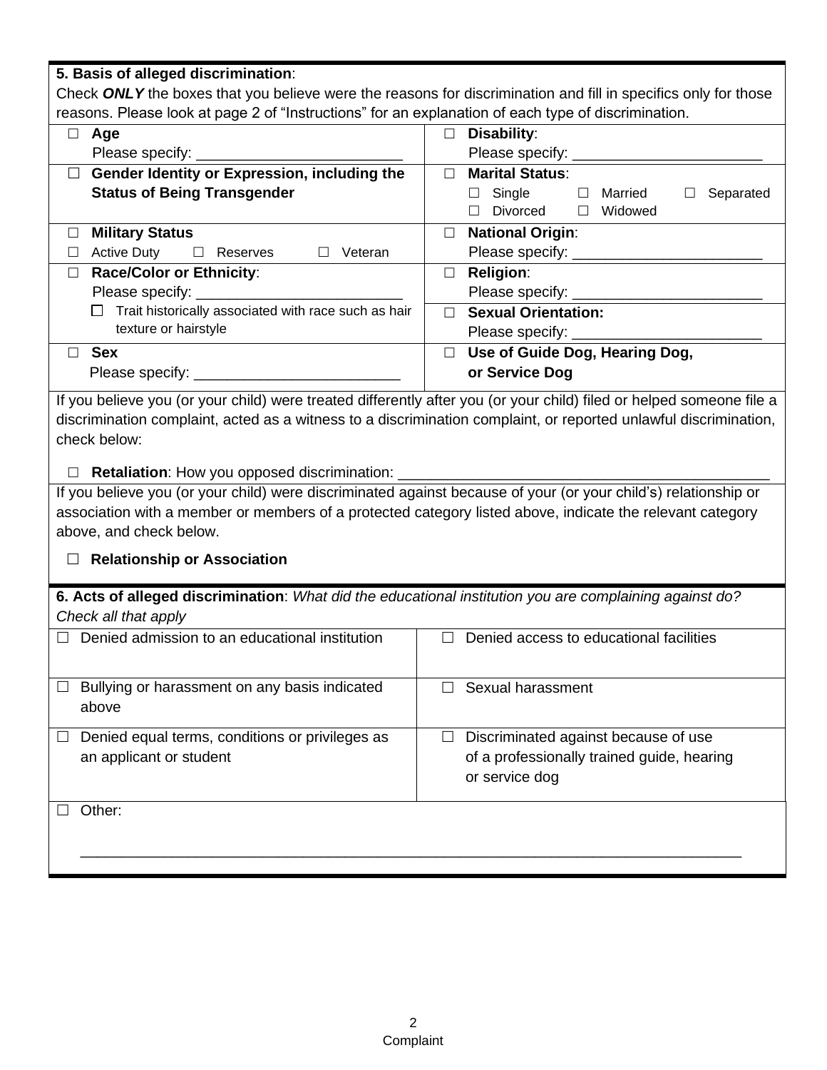**5. Basis of alleged discrimination**:

Check ***ONLY*** the boxes that you believe were the reasons for discrimination and fill in specifics only for those reasons. Please look at page 2 of "Instructions" for an explanation of each type of discrimination.

| | |
|---|---|
| ☐ **Age**<br>Please specify: _________________________ | ☐ **Disability**:<br>Please specify: _______________________ |
| ☐ **Gender Identity or Expression, including the Status of Being Transgender** | ☐ **Marital Status**:<br>☐ Single ☐ Married ☐ Separated<br>☐ Divorced ☐ Widowed |
| ☐ **Military Status**<br>☐ Active Duty ☐ Reserves ☐ Veteran | ☐ **National Origin**:<br>Please specify: _______________________ |
| ☐ **Race/Color or Ethnicity**:<br>Please specify: _________________________<br>☐ Trait historically associated with race such as hair texture or hairstyle | ☐ **Religion**:<br>Please specify: _______________________<br>☐ **Sexual Orientation:**<br>Please specify: _______________________ |
| ☐ **Sex**<br>Please specify: _________________________ | ☐ **Use of Guide Dog, Hearing Dog, or Service Dog** |

If you believe you (or your child) were treated differently after you (or your child) filed or helped someone file a discrimination complaint, acted as a witness to a discrimination complaint, or reported unlawful discrimination, check below:

☐ **Retaliation**: How you opposed discrimination: _______________________________________________

If you believe you (or your child) were discriminated against because of your (or your child's) relationship or association with a member or members of a protected category listed above, indicate the relevant category above, and check below.

☐ **Relationship or Association**

**6. Acts of alleged discrimination**: *What did the educational institution you are complaining against do? Check all that apply*

| | |
|---|---|
| ☐ Denied admission to an educational institution | ☐ Denied access to educational facilities |
| ☐ Bullying or harassment on any basis indicated above | ☐ Sexual harassment |
| ☐ Denied equal terms, conditions or privileges as an applicant or student | ☐ Discriminated against because of use of a professionally trained guide, hearing or service dog |

☐ Other:

_______________________________________________________________________________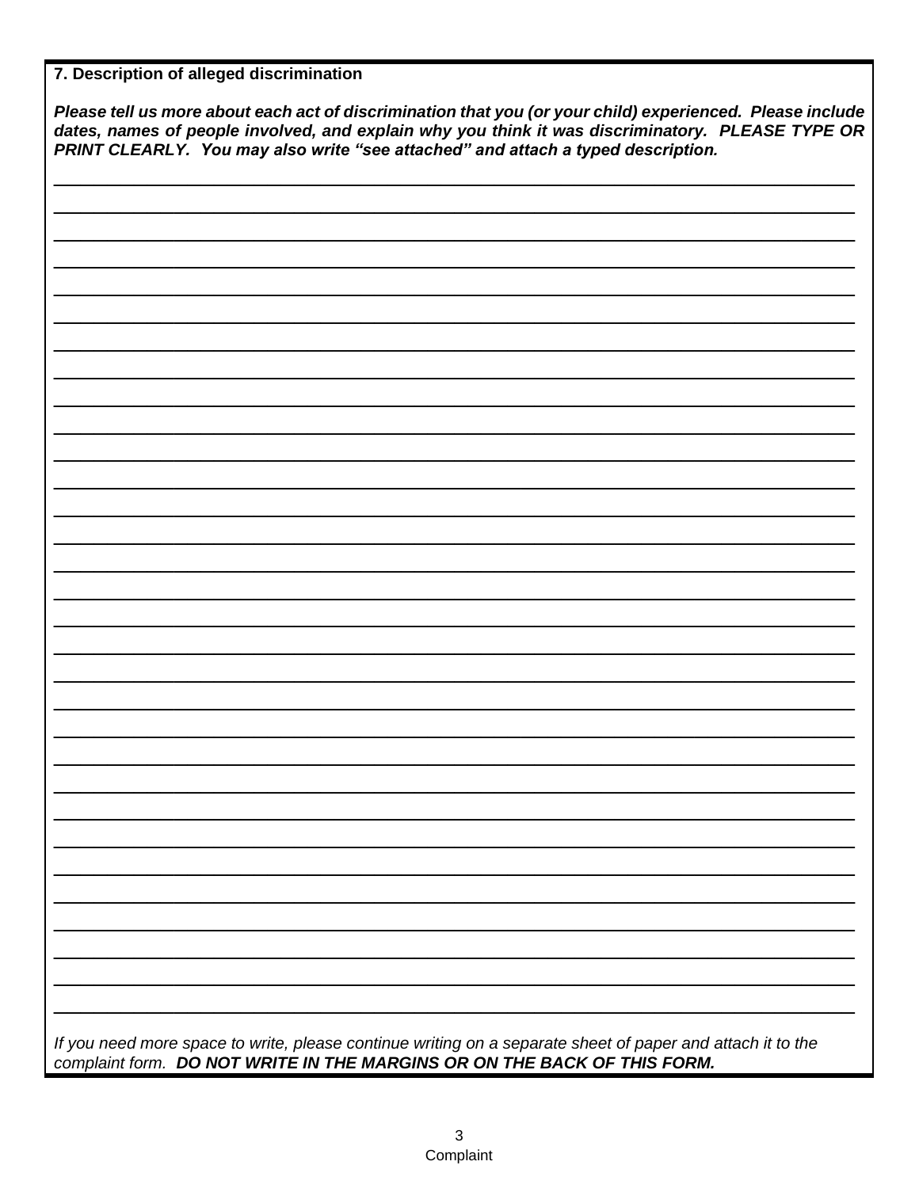**7. Description of alleged discrimination**

***Please tell us more about each act of discrimination that you (or your child) experienced. Please include dates, names of people involved, and explain why you think it was discriminatory. PLEASE TYPE OR PRINT CLEARLY. You may also write "see attached" and attach a typed description.***

______________________________________________________________________________

______________________________________________________________________________

______________________________________________________________________________

______________________________________________________________________________

______________________________________________________________________________

______________________________________________________________________________

______________________________________________________________________________

______________________________________________________________________________

______________________________________________________________________________

______________________________________________________________________________

______________________________________________________________________________

______________________________________________________________________________

______________________________________________________________________________

______________________________________________________________________________

______________________________________________________________________________

______________________________________________________________________________

______________________________________________________________________________

______________________________________________________________________________

______________________________________________________________________________

______________________________________________________________________________

______________________________________________________________________________

______________________________________________________________________________

______________________________________________________________________________

______________________________________________________________________________

______________________________________________________________________________

______________________________________________________________________________

______________________________________________________________________________

______________________________________________________________________________

______________________________________________________________________________

______________________________________________________________________________

______________________________________________________________________________

*If you need more space to write, please continue writing on a separate sheet of paper and attach it to the complaint form.* ***DO NOT WRITE IN THE MARGINS OR ON THE BACK OF THIS FORM.***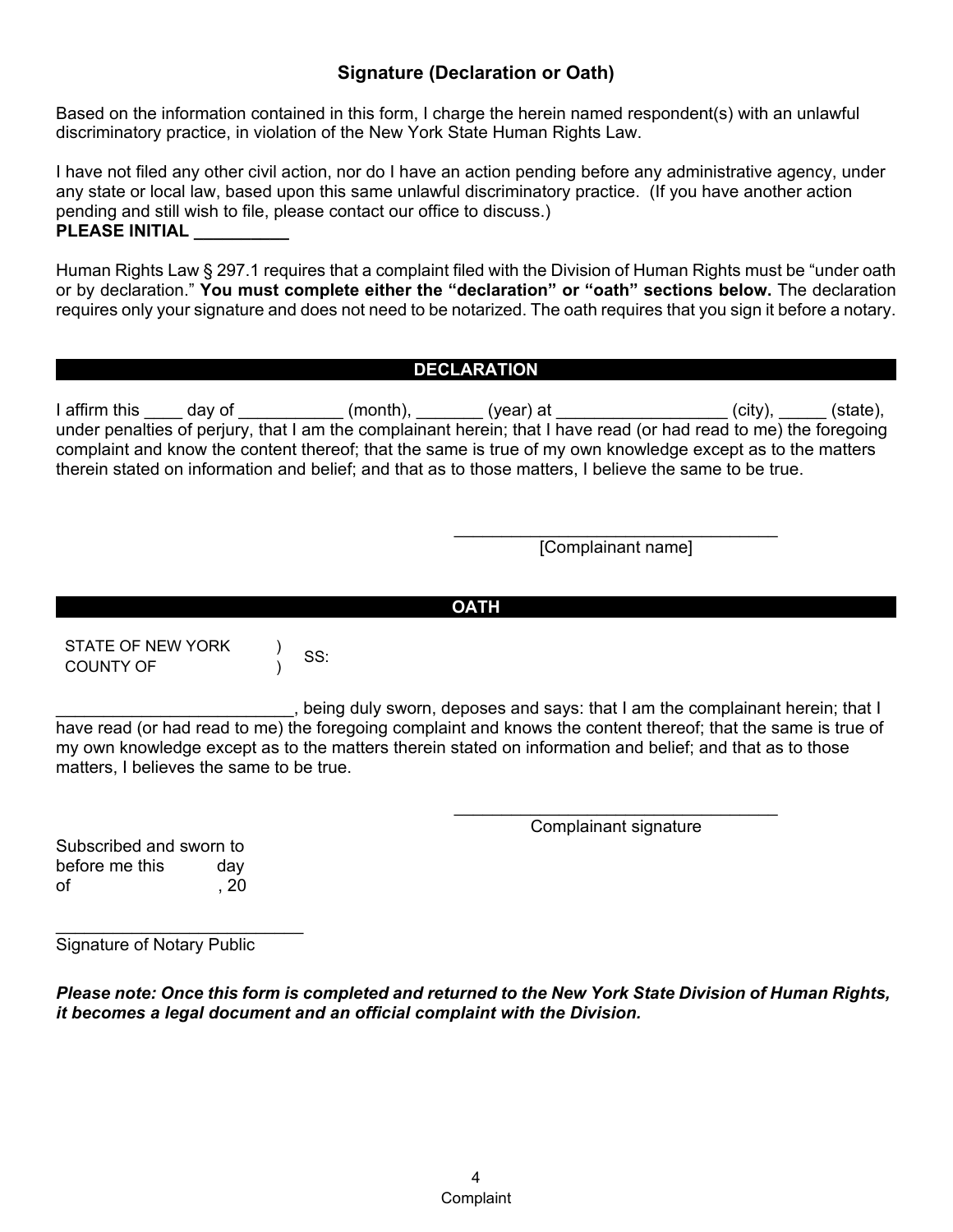## Signature (Declaration or Oath)

Based on the information contained in this form, I charge the herein named respondent(s) with an unlawful discriminatory practice, in violation of the New York State Human Rights Law.

I have not filed any other civil action, nor do I have an action pending before any administrative agency, under any state or local law, based upon this same unlawful discriminatory practice. (If you have another action pending and still wish to file, please contact our office to discuss.)
**PLEASE INITIAL __________**

Human Rights Law § 297.1 requires that a complaint filed with the Division of Human Rights must be "under oath or by declaration." **You must complete either the "declaration" or "oath" sections below.** The declaration requires only your signature and does not need to be notarized. The oath requires that you sign it before a notary.

### DECLARATION

I affirm this ____ day of ___________ (month), _______ (year) at __________________ (city), _____ (state), under penalties of perjury, that I am the complainant herein; that I have read (or had read to me) the foregoing complaint and know the content thereof; that the same is true of my own knowledge except as to the matters therein stated on information and belief; and that as to those matters, I believe the same to be true.

__________________________________
[Complainant name]

### OATH

STATE OF NEW YORK )
COUNTY OF ) SS:

_________________________, being duly sworn, deposes and says: that I am the complainant herein; that I have read (or had read to me) the foregoing complaint and knows the content thereof; that the same is true of my own knowledge except as to the matters therein stated on information and belief; and that as to those matters, I believes the same to be true.

__________________________________
Complainant signature

Subscribed and sworn to
before me this day
of , 20

__________________________
Signature of Notary Public

***Please note: Once this form is completed and returned to the New York State Division of Human Rights, it becomes a legal document and an official complaint with the Division.***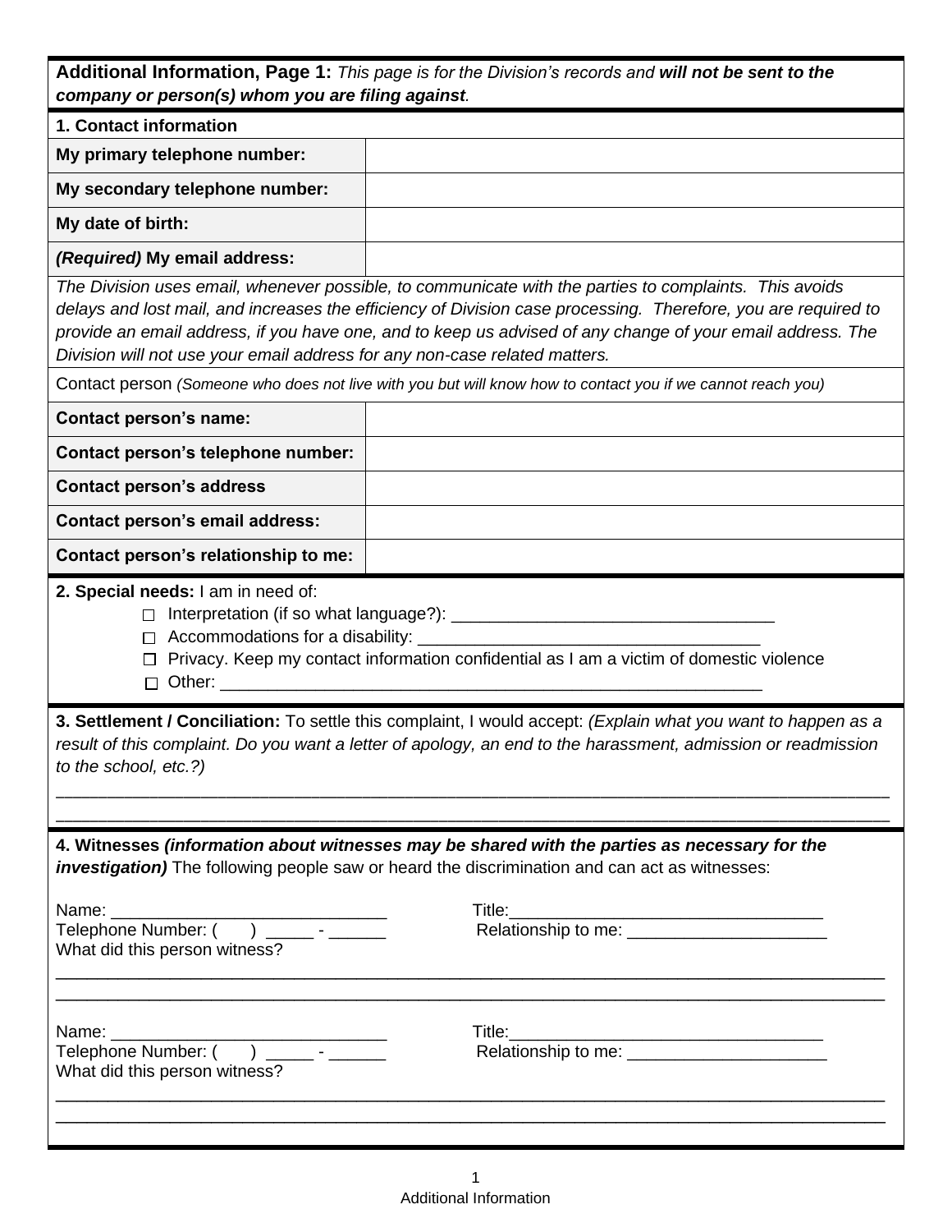**Additional Information, Page 1:** *This page is for the Division's records and **will not be sent to the company or person(s) whom you are filing against**.*

**1. Contact information**

| | |
|---|---|
| **My primary telephone number:** | |
| **My secondary telephone number:** | |
| **My date of birth:** | |
| ***(Required)*** **My email address:** | |

*The Division uses email, whenever possible, to communicate with the parties to complaints. This avoids delays and lost mail, and increases the efficiency of Division case processing. Therefore, you are required to provide an email address, if you have one, and to keep us advised of any change of your email address. The Division will not use your email address for any non-case related matters.*

Contact person *(Someone who does not live with you but will know how to contact you if we cannot reach you)*

| | |
|---|---|
| **Contact person's name:** | |
| **Contact person's telephone number:** | |
| **Contact person's address** | |
| **Contact person's email address:** | |
| **Contact person's relationship to me:** | |

**2. Special needs:** I am in need of:

- ☐ Interpretation (if so what language?): ___________________________________
- ☐ Accommodations for a disability: ___________________________________
- ☐ Privacy. Keep my contact information confidential as I am a victim of domestic violence
- ☐ Other: ___________________________________________________________

**3. Settlement / Conciliation:** To settle this complaint, I would accept: *(Explain what you want to happen as a result of this complaint. Do you want a letter of apology, an end to the harassment, admission or readmission to the school, etc.?)*

_____________________________________________________________________________________________

_____________________________________________________________________________________________

**4. Witnesses *(information about witnesses may be shared with the parties as necessary for the investigation)*** The following people saw or heard the discrimination and can act as witnesses:

Name: _____________________________ Title:_________________________________

Telephone Number: (      ) _____ - ______ Relationship to me: _____________________

What did this person witness?

_____________________________________________________________________________________________

_____________________________________________________________________________________________

Name: _____________________________ Title:_________________________________

Telephone Number: (      ) _____ - ______ Relationship to me: _____________________

What did this person witness?

_____________________________________________________________________________________________

_____________________________________________________________________________________________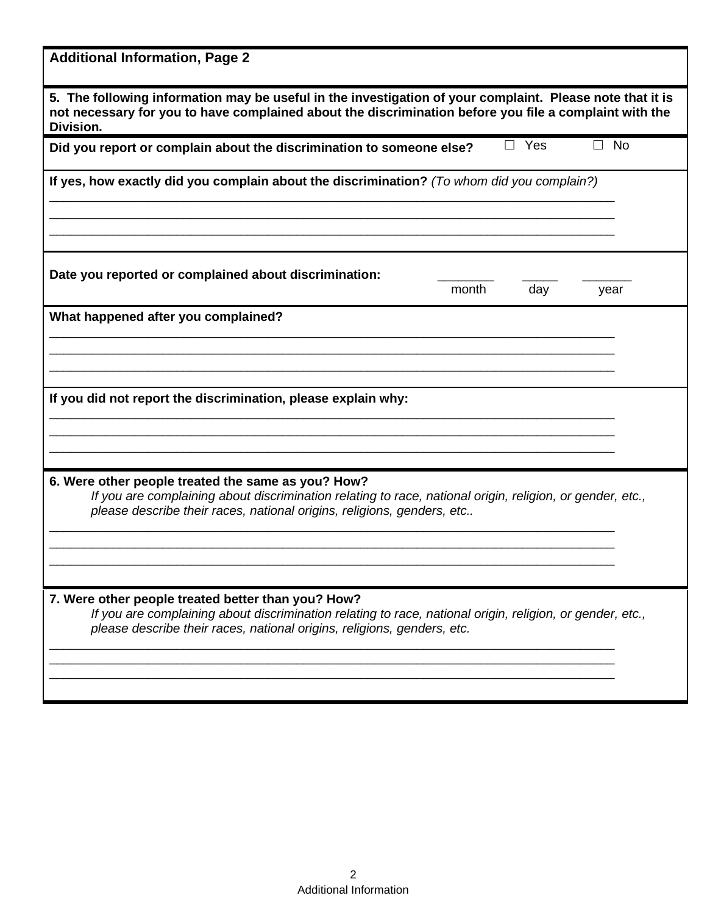**Additional Information, Page 2**

**5. The following information may be useful in the investigation of your complaint. Please note that it is not necessary for you to have complained about the discrimination before you file a complaint with the Division.**

**Did you report or complain about the discrimination to someone else?** ☐ Yes ☐ No

**If yes, how exactly did you complain about the discrimination?** *(To whom did you complain?)*

\_\_\_\_\_\_\_\_\_\_\_\_\_\_\_\_\_\_\_\_\_\_\_\_\_\_\_\_\_\_\_\_\_\_\_\_\_\_\_\_\_\_\_\_\_\_\_\_\_\_\_\_\_\_\_\_\_\_\_\_\_\_\_\_\_\_\_\_\_\_\_\_\_\_\_\_

\_\_\_\_\_\_\_\_\_\_\_\_\_\_\_\_\_\_\_\_\_\_\_\_\_\_\_\_\_\_\_\_\_\_\_\_\_\_\_\_\_\_\_\_\_\_\_\_\_\_\_\_\_\_\_\_\_\_\_\_\_\_\_\_\_\_\_\_\_\_\_\_\_\_\_\_

\_\_\_\_\_\_\_\_\_\_\_\_\_\_\_\_\_\_\_\_\_\_\_\_\_\_\_\_\_\_\_\_\_\_\_\_\_\_\_\_\_\_\_\_\_\_\_\_\_\_\_\_\_\_\_\_\_\_\_\_\_\_\_\_\_\_\_\_\_\_\_\_\_\_\_\_

**Date you reported or complained about discrimination:** \_\_\_\_\_\_\_\_ month \_\_\_\_\_ day \_\_\_\_\_\_\_ year

**What happened after you complained?**

\_\_\_\_\_\_\_\_\_\_\_\_\_\_\_\_\_\_\_\_\_\_\_\_\_\_\_\_\_\_\_\_\_\_\_\_\_\_\_\_\_\_\_\_\_\_\_\_\_\_\_\_\_\_\_\_\_\_\_\_\_\_\_\_\_\_\_\_\_\_\_\_\_\_\_\_

\_\_\_\_\_\_\_\_\_\_\_\_\_\_\_\_\_\_\_\_\_\_\_\_\_\_\_\_\_\_\_\_\_\_\_\_\_\_\_\_\_\_\_\_\_\_\_\_\_\_\_\_\_\_\_\_\_\_\_\_\_\_\_\_\_\_\_\_\_\_\_\_\_\_\_\_

\_\_\_\_\_\_\_\_\_\_\_\_\_\_\_\_\_\_\_\_\_\_\_\_\_\_\_\_\_\_\_\_\_\_\_\_\_\_\_\_\_\_\_\_\_\_\_\_\_\_\_\_\_\_\_\_\_\_\_\_\_\_\_\_\_\_\_\_\_\_\_\_\_\_\_\_

**If you did not report the discrimination, please explain why:**

\_\_\_\_\_\_\_\_\_\_\_\_\_\_\_\_\_\_\_\_\_\_\_\_\_\_\_\_\_\_\_\_\_\_\_\_\_\_\_\_\_\_\_\_\_\_\_\_\_\_\_\_\_\_\_\_\_\_\_\_\_\_\_\_\_\_\_\_\_\_\_\_\_\_\_\_

\_\_\_\_\_\_\_\_\_\_\_\_\_\_\_\_\_\_\_\_\_\_\_\_\_\_\_\_\_\_\_\_\_\_\_\_\_\_\_\_\_\_\_\_\_\_\_\_\_\_\_\_\_\_\_\_\_\_\_\_\_\_\_\_\_\_\_\_\_\_\_\_\_\_\_\_

\_\_\_\_\_\_\_\_\_\_\_\_\_\_\_\_\_\_\_\_\_\_\_\_\_\_\_\_\_\_\_\_\_\_\_\_\_\_\_\_\_\_\_\_\_\_\_\_\_\_\_\_\_\_\_\_\_\_\_\_\_\_\_\_\_\_\_\_\_\_\_\_\_\_\_\_

**6. Were other people treated the same as you? How?**

*If you are complaining about discrimination relating to race, national origin, religion, or gender, etc., please describe their races, national origins, religions, genders, etc..*

\_\_\_\_\_\_\_\_\_\_\_\_\_\_\_\_\_\_\_\_\_\_\_\_\_\_\_\_\_\_\_\_\_\_\_\_\_\_\_\_\_\_\_\_\_\_\_\_\_\_\_\_\_\_\_\_\_\_\_\_\_\_\_\_\_\_\_\_\_\_\_\_\_\_\_\_

\_\_\_\_\_\_\_\_\_\_\_\_\_\_\_\_\_\_\_\_\_\_\_\_\_\_\_\_\_\_\_\_\_\_\_\_\_\_\_\_\_\_\_\_\_\_\_\_\_\_\_\_\_\_\_\_\_\_\_\_\_\_\_\_\_\_\_\_\_\_\_\_\_\_\_\_

\_\_\_\_\_\_\_\_\_\_\_\_\_\_\_\_\_\_\_\_\_\_\_\_\_\_\_\_\_\_\_\_\_\_\_\_\_\_\_\_\_\_\_\_\_\_\_\_\_\_\_\_\_\_\_\_\_\_\_\_\_\_\_\_\_\_\_\_\_\_\_\_\_\_\_\_

**7. Were other people treated better than you? How?**

*If you are complaining about discrimination relating to race, national origin, religion, or gender, etc., please describe their races, national origins, religions, genders, etc.*

\_\_\_\_\_\_\_\_\_\_\_\_\_\_\_\_\_\_\_\_\_\_\_\_\_\_\_\_\_\_\_\_\_\_\_\_\_\_\_\_\_\_\_\_\_\_\_\_\_\_\_\_\_\_\_\_\_\_\_\_\_\_\_\_\_\_\_\_\_\_\_\_\_\_\_\_

\_\_\_\_\_\_\_\_\_\_\_\_\_\_\_\_\_\_\_\_\_\_\_\_\_\_\_\_\_\_\_\_\_\_\_\_\_\_\_\_\_\_\_\_\_\_\_\_\_\_\_\_\_\_\_\_\_\_\_\_\_\_\_\_\_\_\_\_\_\_\_\_\_\_\_\_

\_\_\_\_\_\_\_\_\_\_\_\_\_\_\_\_\_\_\_\_\_\_\_\_\_\_\_\_\_\_\_\_\_\_\_\_\_\_\_\_\_\_\_\_\_\_\_\_\_\_\_\_\_\_\_\_\_\_\_\_\_\_\_\_\_\_\_\_\_\_\_\_\_\_\_\_